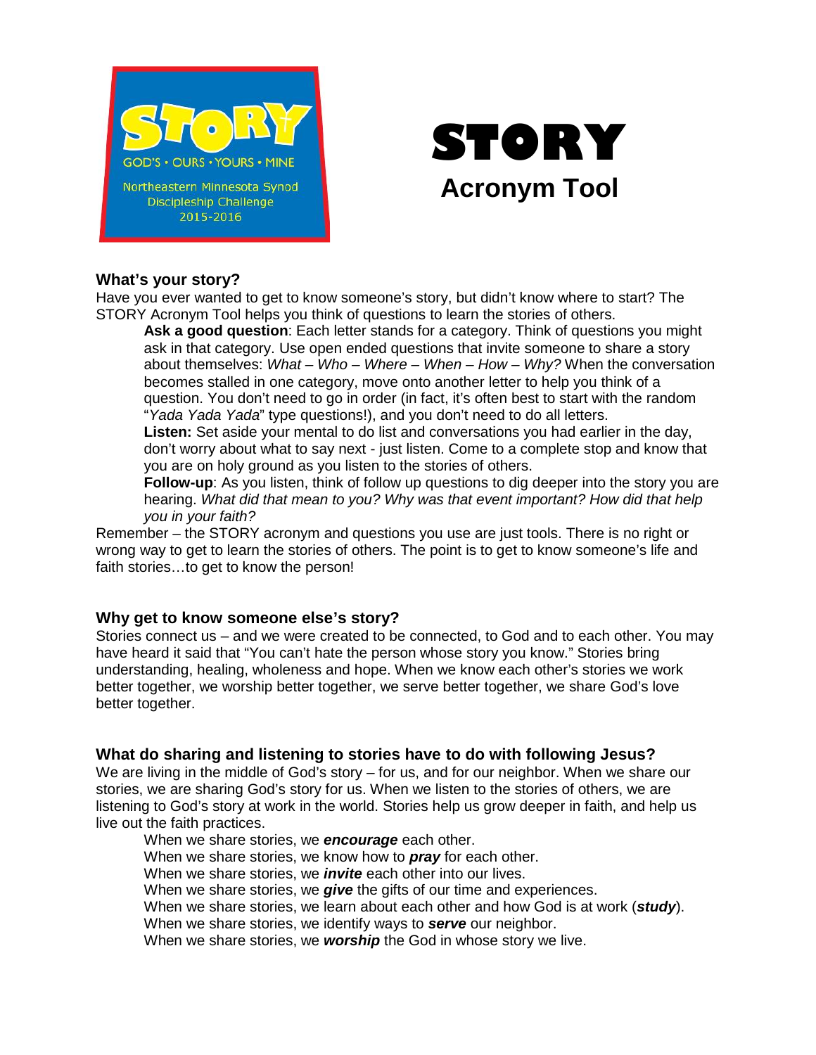STORY

GOD'S • OURS • YOURS • MINE

Northeastern Minnesota Synod
Discipleship Challenge
2015-2016

# STORY
## Acronym Tool

### What's your story?

Have you ever wanted to get to know someone's story, but didn't know where to start? The STORY Acronym Tool helps you think of questions to learn the stories of others.

**Ask a good question**: Each letter stands for a category. Think of questions you might ask in that category. Use open ended questions that invite someone to share a story about themselves: *What – Who – Where – When – How – Why?* When the conversation becomes stalled in one category, move onto another letter to help you think of a question. You don't need to go in order (in fact, it's often best to start with the random "*Yada Yada Yada*" type questions!), and you don't need to do all letters.

**Listen:** Set aside your mental to do list and conversations you had earlier in the day, don't worry about what to say next - just listen. Come to a complete stop and know that you are on holy ground as you listen to the stories of others.

**Follow-up**: As you listen, think of follow up questions to dig deeper into the story you are hearing. *What did that mean to you? Why was that event important? How did that help you in your faith?*

Remember – the STORY acronym and questions you use are just tools. There is no right or wrong way to get to learn the stories of others. The point is to get to know someone's life and faith stories…to get to know the person!

### Why get to know someone else's story?

Stories connect us – and we were created to be connected, to God and to each other. You may have heard it said that "You can't hate the person whose story you know." Stories bring understanding, healing, wholeness and hope. When we know each other's stories we work better together, we worship better together, we serve better together, we share God's love better together.

### What do sharing and listening to stories have to do with following Jesus?

We are living in the middle of God's story – for us, and for our neighbor. When we share our stories, we are sharing God's story for us. When we listen to the stories of others, we are listening to God's story at work in the world. Stories help us grow deeper in faith, and help us live out the faith practices.

When we share stories, we ***encourage*** each other.
When we share stories, we know how to ***pray*** for each other.
When we share stories, we ***invite*** each other into our lives.
When we share stories, we ***give*** the gifts of our time and experiences.
When we share stories, we learn about each other and how God is at work (***study***).
When we share stories, we identify ways to ***serve*** our neighbor.
When we share stories, we ***worship*** the God in whose story we live.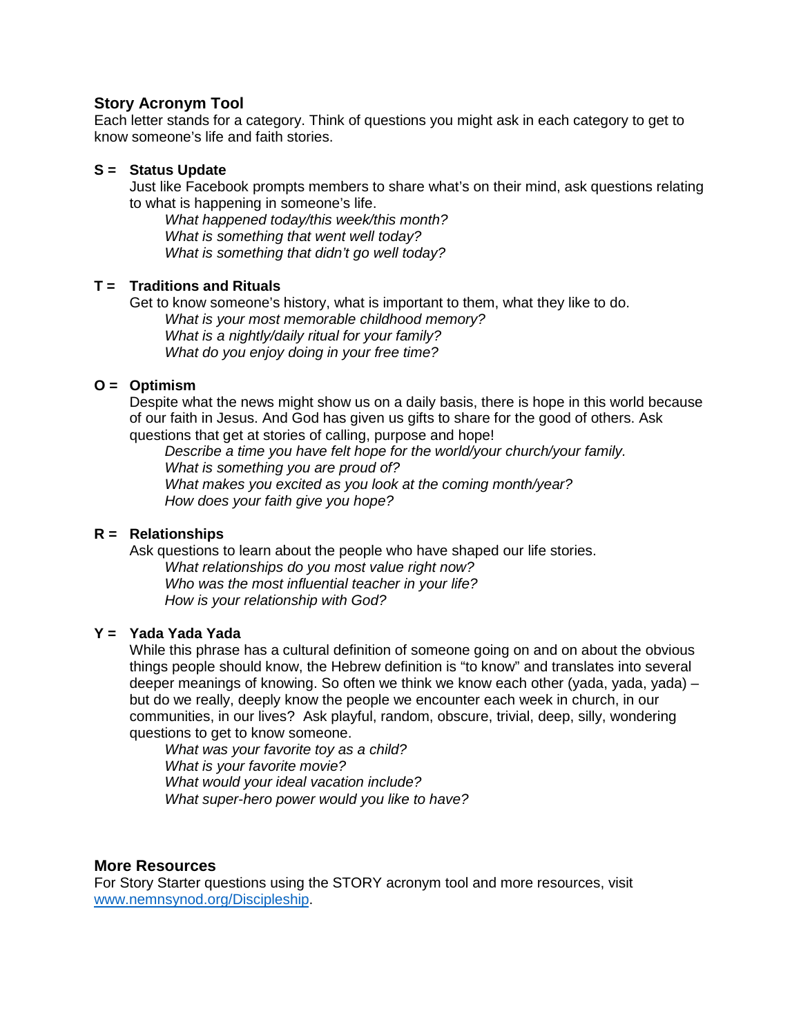### Story Acronym Tool

Each letter stands for a category. Think of questions you might ask in each category to get to know someone's life and faith stories.

**S = Status Update**

Just like Facebook prompts members to share what's on their mind, ask questions relating to what is happening in someone's life.

*What happened today/this week/this month?*
*What is something that went well today?*
*What is something that didn't go well today?*

**T = Traditions and Rituals**

Get to know someone's history, what is important to them, what they like to do.

*What is your most memorable childhood memory?*
*What is a nightly/daily ritual for your family?*
*What do you enjoy doing in your free time?*

**O = Optimism**

Despite what the news might show us on a daily basis, there is hope in this world because of our faith in Jesus. And God has given us gifts to share for the good of others. Ask questions that get at stories of calling, purpose and hope!

*Describe a time you have felt hope for the world/your church/your family.*
*What is something you are proud of?*
*What makes you excited as you look at the coming month/year?*
*How does your faith give you hope?*

**R = Relationships**

Ask questions to learn about the people who have shaped our life stories.

*What relationships do you most value right now?*
*Who was the most influential teacher in your life?*
*How is your relationship with God?*

**Y = Yada Yada Yada**

While this phrase has a cultural definition of someone going on and on about the obvious things people should know, the Hebrew definition is "to know" and translates into several deeper meanings of knowing. So often we think we know each other (yada, yada, yada) – but do we really, deeply know the people we encounter each week in church, in our communities, in our lives? Ask playful, random, obscure, trivial, deep, silly, wondering questions to get to know someone.

*What was your favorite toy as a child?*
*What is your favorite movie?*
*What would your ideal vacation include?*
*What super-hero power would you like to have?*

### More Resources

For Story Starter questions using the STORY acronym tool and more resources, visit [www.nemnsynod.org/Discipleship](http://www.nemnsynod.org/Discipleship).